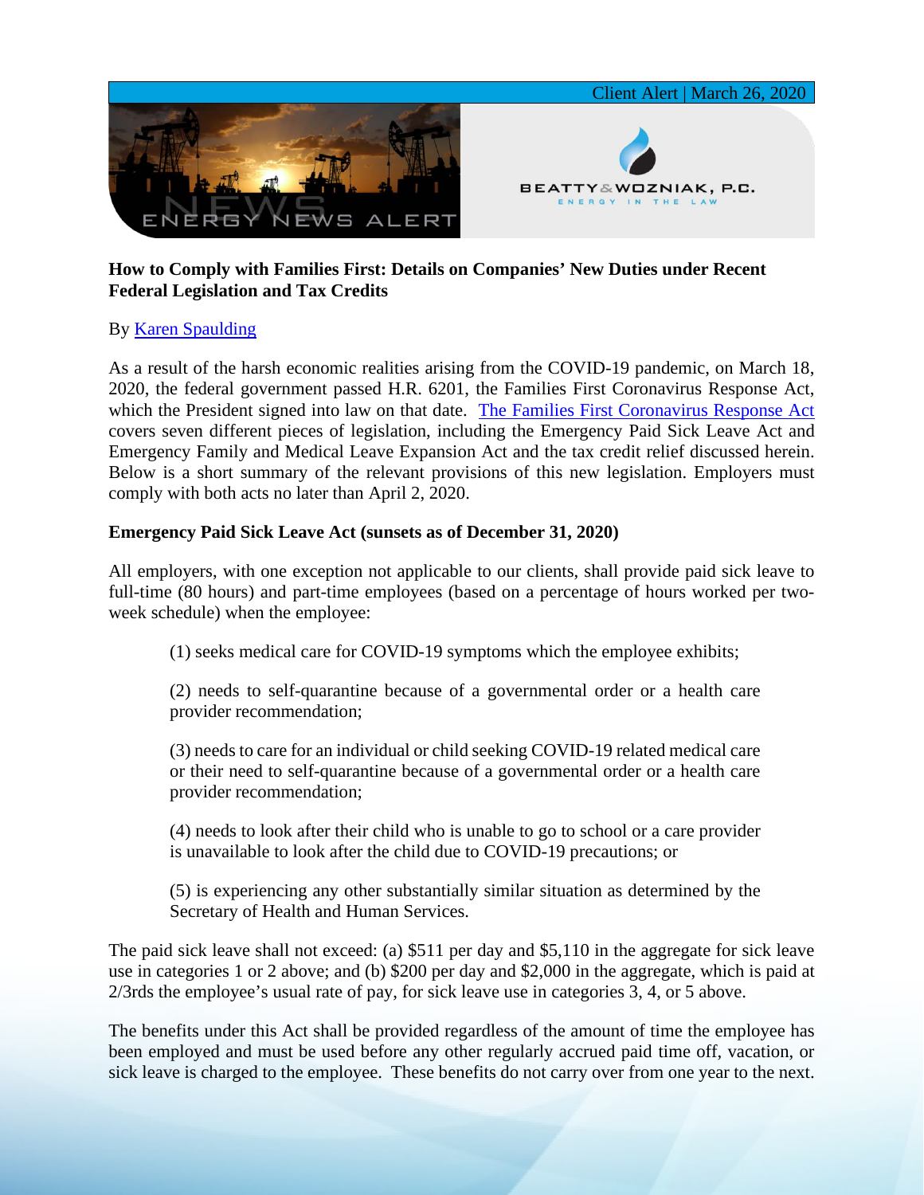Client Alert | March 26, 2020

ENERGY NEWS ALERT

BEATTY & WOZNIAK, P.C.
ENERGY IN THE LAW

**How to Comply with Families First: Details on Companies' New Duties under Recent Federal Legislation and Tax Credits**

By [Karen Spaulding]

As a result of the harsh economic realities arising from the COVID-19 pandemic, on March 18, 2020, the federal government passed H.R. 6201, the Families First Coronavirus Response Act, which the President signed into law on that date. [The Families First Coronavirus Response Act] covers seven different pieces of legislation, including the Emergency Paid Sick Leave Act and Emergency Family and Medical Leave Expansion Act and the tax credit relief discussed herein. Below is a short summary of the relevant provisions of this new legislation. Employers must comply with both acts no later than April 2, 2020.

**Emergency Paid Sick Leave Act (sunsets as of December 31, 2020)**

All employers, with one exception not applicable to our clients, shall provide paid sick leave to full-time (80 hours) and part-time employees (based on a percentage of hours worked per two-week schedule) when the employee:

> (1) seeks medical care for COVID-19 symptoms which the employee exhibits;
>
> (2) needs to self-quarantine because of a governmental order or a health care provider recommendation;
>
> (3) needs to care for an individual or child seeking COVID-19 related medical care or their need to self-quarantine because of a governmental order or a health care provider recommendation;
>
> (4) needs to look after their child who is unable to go to school or a care provider is unavailable to look after the child due to COVID-19 precautions; or
>
> (5) is experiencing any other substantially similar situation as determined by the Secretary of Health and Human Services.

The paid sick leave shall not exceed: (a) $511 per day and $5,110 in the aggregate for sick leave use in categories 1 or 2 above; and (b) $200 per day and $2,000 in the aggregate, which is paid at 2/3rds the employee's usual rate of pay, for sick leave use in categories 3, 4, or 5 above.

The benefits under this Act shall be provided regardless of the amount of time the employee has been employed and must be used before any other regularly accrued paid time off, vacation, or sick leave is charged to the employee. These benefits do not carry over from one year to the next.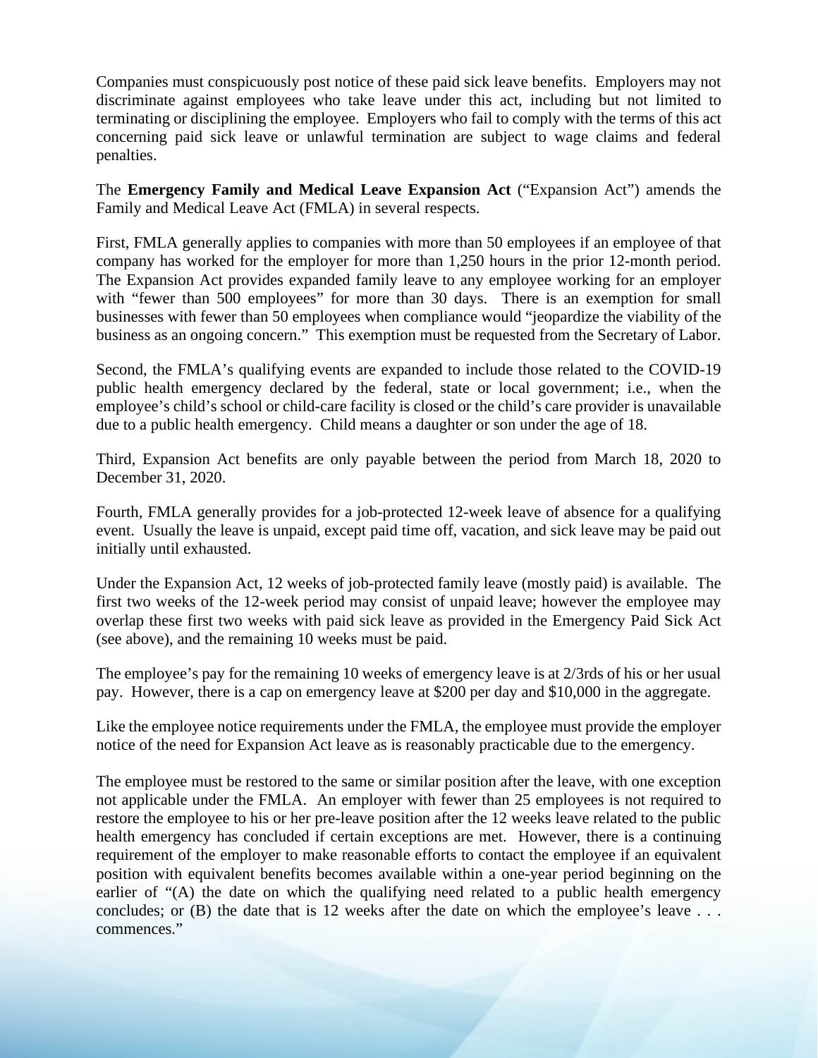Companies must conspicuously post notice of these paid sick leave benefits.  Employers may not discriminate against employees who take leave under this act, including but not limited to terminating or disciplining the employee.  Employers who fail to comply with the terms of this act concerning paid sick leave or unlawful termination are subject to wage claims and federal penalties.

The **Emergency Family and Medical Leave Expansion Act** ("Expansion Act") amends the Family and Medical Leave Act (FMLA) in several respects.

First, FMLA generally applies to companies with more than 50 employees if an employee of that company has worked for the employer for more than 1,250 hours in the prior 12-month period. The Expansion Act provides expanded family leave to any employee working for an employer with "fewer than 500 employees" for more than 30 days.  There is an exemption for small businesses with fewer than 50 employees when compliance would "jeopardize the viability of the business as an ongoing concern."  This exemption must be requested from the Secretary of Labor.

Second, the FMLA's qualifying events are expanded to include those related to the COVID-19 public health emergency declared by the federal, state or local government; i.e., when the employee's child's school or child-care facility is closed or the child's care provider is unavailable due to a public health emergency.  Child means a daughter or son under the age of 18.

Third, Expansion Act benefits are only payable between the period from March 18, 2020 to December 31, 2020.

Fourth, FMLA generally provides for a job-protected 12-week leave of absence for a qualifying event.  Usually the leave is unpaid, except paid time off, vacation, and sick leave may be paid out initially until exhausted.

Under the Expansion Act, 12 weeks of job-protected family leave (mostly paid) is available.  The first two weeks of the 12-week period may consist of unpaid leave; however the employee may overlap these first two weeks with paid sick leave as provided in the Emergency Paid Sick Act (see above), and the remaining 10 weeks must be paid.

The employee's pay for the remaining 10 weeks of emergency leave is at 2/3rds of his or her usual pay.  However, there is a cap on emergency leave at $200 per day and $10,000 in the aggregate.

Like the employee notice requirements under the FMLA, the employee must provide the employer notice of the need for Expansion Act leave as is reasonably practicable due to the emergency.

The employee must be restored to the same or similar position after the leave, with one exception not applicable under the FMLA.  An employer with fewer than 25 employees is not required to restore the employee to his or her pre-leave position after the 12 weeks leave related to the public health emergency has concluded if certain exceptions are met.  However, there is a continuing requirement of the employer to make reasonable efforts to contact the employee if an equivalent position with equivalent benefits becomes available within a one-year period beginning on the earlier of "(A) the date on which the qualifying need related to a public health emergency concludes; or (B) the date that is 12 weeks after the date on which the employee's leave . . . commences."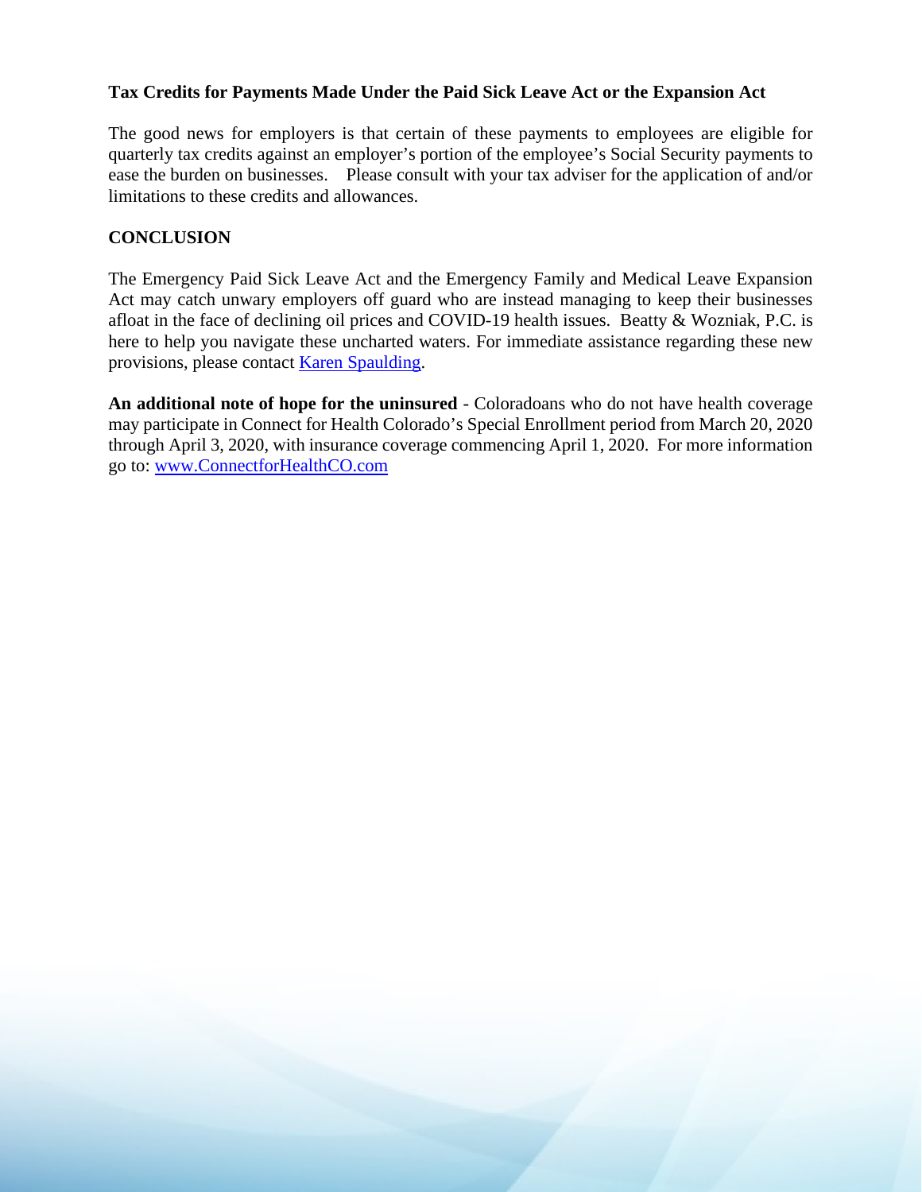**Tax Credits for Payments Made Under the Paid Sick Leave Act or the Expansion Act**

The good news for employers is that certain of these payments to employees are eligible for quarterly tax credits against an employer's portion of the employee's Social Security payments to ease the burden on businesses. Please consult with your tax adviser for the application of and/or limitations to these credits and allowances.

**CONCLUSION**

The Emergency Paid Sick Leave Act and the Emergency Family and Medical Leave Expansion Act may catch unwary employers off guard who are instead managing to keep their businesses afloat in the face of declining oil prices and COVID-19 health issues. Beatty & Wozniak, P.C. is here to help you navigate these uncharted waters. For immediate assistance regarding these new provisions, please contact Karen Spaulding.

**An additional note of hope for the uninsured** - Coloradoans who do not have health coverage may participate in Connect for Health Colorado's Special Enrollment period from March 20, 2020 through April 3, 2020, with insurance coverage commencing April 1, 2020. For more information go to: www.ConnectforHealthCO.com